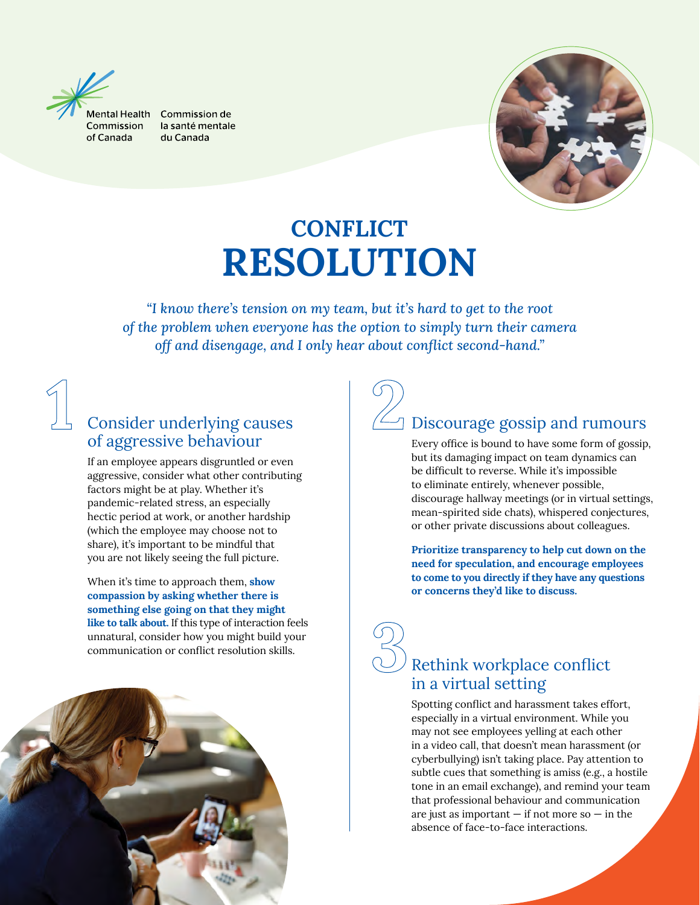Mental Health Commission of Canada | Commission de la santé mentale du Canada

# CONFLICT RESOLUTION

*"I know there's tension on my team, but it's hard to get to the root of the problem when everyone has the option to simply turn their camera off and disengage, and I only hear about conflict second-hand."*

## 1 Consider underlying causes of aggressive behaviour

If an employee appears disgruntled or even aggressive, consider what other contributing factors might be at play. Whether it's pandemic-related stress, an especially hectic period at work, or another hardship (which the employee may choose not to share), it's important to be mindful that you are not likely seeing the full picture.

When it's time to approach them, **show compassion by asking whether there is something else going on that they might like to talk about.** If this type of interaction feels unnatural, consider how you might build your communication or conflict resolution skills.

## 2 Discourage gossip and rumours

Every office is bound to have some form of gossip, but its damaging impact on team dynamics can be difficult to reverse. While it's impossible to eliminate entirely, whenever possible, discourage hallway meetings (or in virtual settings, mean-spirited side chats), whispered conjectures, or other private discussions about colleagues.

**Prioritize transparency to help cut down on the need for speculation, and encourage employees to come to you directly if they have any questions or concerns they'd like to discuss.**

## 3 Rethink workplace conflict in a virtual setting

Spotting conflict and harassment takes effort, especially in a virtual environment. While you may not see employees yelling at each other in a video call, that doesn't mean harassment (or cyberbullying) isn't taking place. Pay attention to subtle cues that something is amiss (e.g., a hostile tone in an email exchange), and remind your team that professional behaviour and communication are just as important — if not more so — in the absence of face-to-face interactions.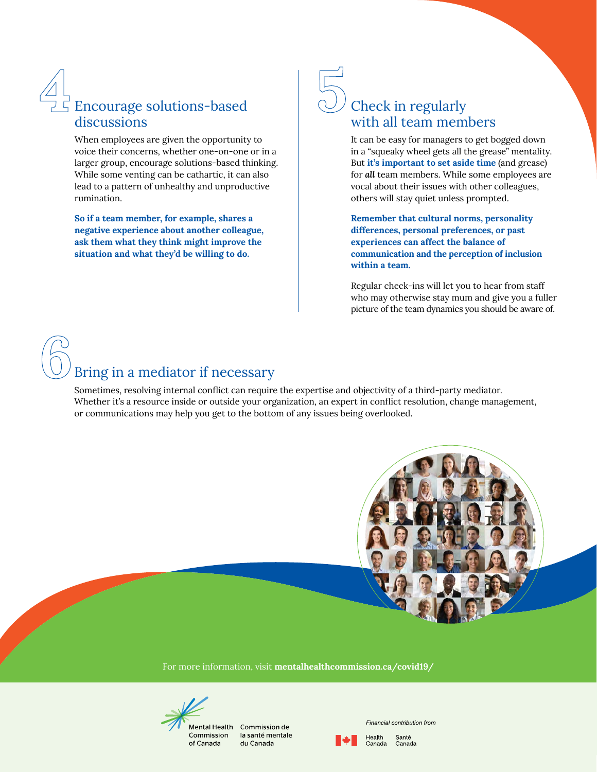## 4 Encourage solutions-based discussions

When employees are given the opportunity to voice their concerns, whether one-on-one or in a larger group, encourage solutions-based thinking. While some venting can be cathartic, it can also lead to a pattern of unhealthy and unproductive rumination.

**So if a team member, for example, shares a negative experience about another colleague, ask them what they think might improve the situation and what they'd be willing to do.**

## 5 Check in regularly with all team members

It can be easy for managers to get bogged down in a "squeaky wheel gets all the grease" mentality. But **it's important to set aside time** (and grease) for ***all*** team members. While some employees are vocal about their issues with other colleagues, others will stay quiet unless prompted.

**Remember that cultural norms, personality differences, personal preferences, or past experiences can affect the balance of communication and the perception of inclusion within a team.**

Regular check-ins will let you to hear from staff who may otherwise stay mum and give you a fuller picture of the team dynamics you should be aware of.

## 6 Bring in a mediator if necessary

Sometimes, resolving internal conflict can require the expertise and objectivity of a third-party mediator. Whether it's a resource inside or outside your organization, an expert in conflict resolution, change management, or communications may help you get to the bottom of any issues being overlooked.

For more information, visit **mentalhealthcommission.ca/covid19/**

Mental Health Commission of Canada | Commission de la santé mentale du Canada

Financial contribution from Health Canada | Santé Canada